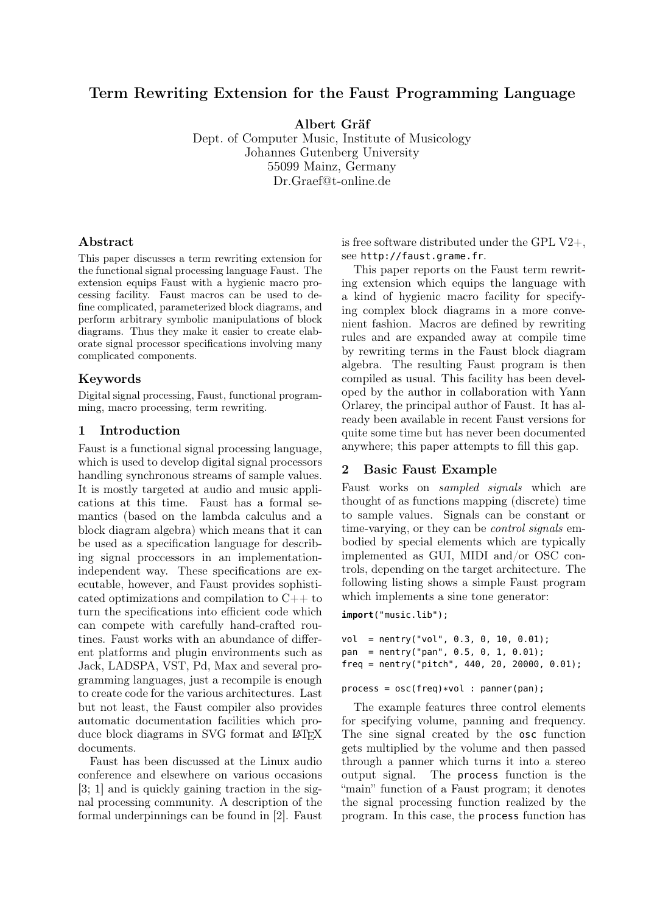# Term Rewriting Extension for the Faust Programming Language

**Albert Gräf**
Dept. of Computer Music, Institute of Musicology
Johannes Gutenberg University
55099 Mainz, Germany
Dr.Graef@t-online.de

## Abstract

This paper discusses a term rewriting extension for the functional signal processing language Faust. The extension equips Faust with a hygienic macro processing facility. Faust macros can be used to define complicated, parameterized block diagrams, and perform arbitrary symbolic manipulations of block diagrams. Thus they make it easier to create elaborate signal processor specifications involving many complicated components.

## Keywords

Digital signal processing, Faust, functional programming, macro processing, term rewriting.

## 1 Introduction

Faust is a functional signal processing language, which is used to develop digital signal processors handling synchronous streams of sample values. It is mostly targeted at audio and music applications at this time. Faust has a formal semantics (based on the lambda calculus and a block diagram algebra) which means that it can be used as a specification language for describing signal proccessors in an implementation-independent way. These specifications are executable, however, and Faust provides sophisticated optimizations and compilation to C++ to turn the specifications into efficient code which can compete with carefully hand-crafted routines. Faust works with an abundance of different platforms and plugin environments such as Jack, LADSPA, VST, Pd, Max and several programming languages, just a recompile is enough to create code for the various architectures. Last but not least, the Faust compiler also provides automatic documentation facilities which produce block diagrams in SVG format and LaTeX documents.

Faust has been discussed at the Linux audio conference and elsewhere on various occasions [3; 1] and is quickly gaining traction in the signal processing community. A description of the formal underpinnings can be found in [2]. Faust is free software distributed under the GPL V2+, see `http://faust.grame.fr`.

This paper reports on the Faust term rewriting extension which equips the language with a kind of hygienic macro facility for specifying complex block diagrams in a more convenient fashion. Macros are defined by rewriting rules and are expanded away at compile time by rewriting terms in the Faust block diagram algebra. The resulting Faust program is then compiled as usual. This facility has been developed by the author in collaboration with Yann Orlarey, the principal author of Faust. It has already been available in recent Faust versions for quite some time but has never been documented anywhere; this paper attempts to fill this gap.

## 2 Basic Faust Example

Faust works on *sampled signals* which are thought of as functions mapping (discrete) time to sample values. Signals can be constant or time-varying, or they can be *control signals* embodied by special elements which are typically implemented as GUI, MIDI and/or OSC controls, depending on the target architecture. The following listing shows a simple Faust program which implements a sine tone generator:

```
import("music.lib");

vol  = nentry("vol", 0.3, 0, 10, 0.01);
pan  = nentry("pan", 0.5, 0, 1, 0.01);
freq = nentry("pitch", 440, 20, 20000, 0.01);

process = osc(freq)*vol : panner(pan);
```

The example features three control elements for specifying volume, panning and frequency. The sine signal created by the `osc` function gets multiplied by the volume and then passed through a panner which turns it into a stereo output signal. The `process` function is the "main" function of a Faust program; it denotes the signal processing function realized by the program. In this case, the `process` function has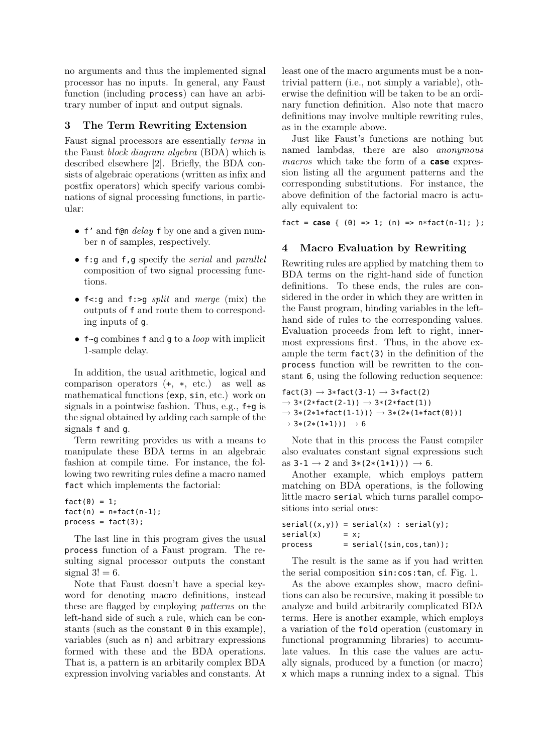no arguments and thus the implemented signal processor has no inputs. In general, any Faust function (including `process`) can have an arbitrary number of input and output signals.

## 3 The Term Rewriting Extension

Faust signal processors are essentially *terms* in the Faust *block diagram algebra* (BDA) which is described elsewhere [2]. Briefly, the BDA consists of algebraic operations (written as infix and postfix operators) which specify various combinations of signal processing functions, in particular:

- `f'` and `f@n` *delay* `f` by one and a given number `n` of samples, respectively.
- `f:g` and `f,g` specify the *serial* and *parallel* composition of two signal processing functions.
- `f<:g` and `f:>g` *split* and *merge* (mix) the outputs of `f` and route them to corresponding inputs of `g`.
- `f~g` combines `f` and `g` to a *loop* with implicit 1-sample delay.

In addition, the usual arithmetic, logical and comparison operators (`+`, `*`, etc.) as well as mathematical functions (`exp`, `sin`, etc.) work on signals in a pointwise fashion. Thus, e.g., `f+g` is the signal obtained by adding each sample of the signals `f` and `g`.

Term rewriting provides us with a means to manipulate these BDA terms in an algebraic fashion at compile time. For instance, the following two rewriting rules define a macro named `fact` which implements the factorial:

```
fact(0) = 1;
fact(n) = n*fact(n-1);
process = fact(3);
```

The last line in this program gives the usual `process` function of a Faust program. The resulting signal processor outputs the constant signal $3! = 6$.

Note that Faust doesn't have a special keyword for denoting macro definitions, instead these are flagged by employing *patterns* on the left-hand side of such a rule, which can be constants (such as the constant `0` in this example), variables (such as `n`) and arbitrary expressions formed with these and the BDA operations. That is, a pattern is an arbitarily complex BDA expression involving variables and constants. At least one of the macro arguments must be a non-trivial pattern (i.e., not simply a variable), otherwise the definition will be taken to be an ordinary function definition. Also note that macro definitions may involve multiple rewriting rules, as in the example above.

Just like Faust's functions are nothing but named lambdas, there are also *anonymous macros* which take the form of a **case** expression listing all the argument patterns and the corresponding substitutions. For instance, the above definition of the factorial macro is actually equivalent to:

```
fact = case { (0) => 1; (n) => n*fact(n-1); };
```

## 4 Macro Evaluation by Rewriting

Rewriting rules are applied by matching them to BDA terms on the right-hand side of function definitions. To these ends, the rules are considered in the order in which they are written in the Faust program, binding variables in the left-hand side of rules to the corresponding values. Evaluation proceeds from left to right, innermost expressions first. Thus, in the above example the term `fact(3)` in the definition of the `process` function will be rewritten to the constant `6`, using the following reduction sequence:

```
fact(3) → 3*fact(3-1) → 3*fact(2)
→ 3*(2*fact(2-1)) → 3*(2*fact(1))
→ 3*(2*1*fact(1-1))) → 3*(2*(1*fact(0)))
→ 3*(2*(1*1))) → 6
```

Note that in this process the Faust compiler also evaluates constant signal expressions such as `3-1` → `2` and `3*(2*(1*1)))` → `6`.

Another example, which employs pattern matching on BDA operations, is the following little macro `serial` which turns parallel compositions into serial ones:

```
serial((x,y)) = serial(x) : serial(y);
serial(x)     = x;
process       = serial((sin,cos,tan));
```

The result is the same as if you had written the serial composition `sin:cos:tan`, cf. Fig. 1.

As the above examples show, macro definitions can also be recursive, making it possible to analyze and build arbitrarily complicated BDA terms. Here is another example, which employs a variation of the `fold` operation (customary in functional programming libraries) to accumulate values. In this case the values are actually signals, produced by a function (or macro) `x` which maps a running index to a signal. This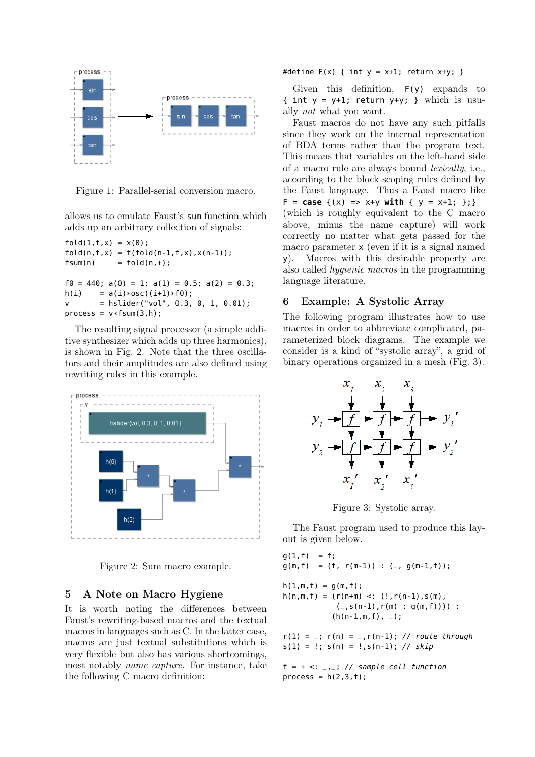Figure 1: Parallel-serial conversion macro.

allows us to emulate Faust's `sum` function which adds up an arbitrary collection of signals:

```
fold(1,f,x) = x(0);
fold(n,f,x) = f(fold(n-1,f,x),x(n-1));
fsum(n)     = fold(n,+);

f0 = 440; a(0) = 1; a(1) = 0.5; a(2) = 0.3;
h(i)    = a(i)*osc((i+1)*f0);
v       = hslider("vol", 0.3, 0, 1, 0.01);
process = v*fsum(3,h);
```

The resulting signal processor (a simple additive synthesizer which adds up three harmonics), is shown in Fig. 2. Note that the three oscillators and their amplitudes are also defined using rewriting rules in this example.

Figure 2: Sum macro example.

## 5 A Note on Macro Hygiene

It is worth noting the differences between Faust's rewriting-based macros and the textual macros in languages such as C. In the latter case, macros are just textual substitutions which is very flexible but also has various shortcomings, most notably *name capture*. For instance, take the following C macro definition:

```
#define F(x) { int y = x+1; return x+y; }
```

Given this definition, `F(y)` expands to `{ int y = y+1; return y+y; }` which is usually *not* what you want.

Faust macros do not have any such pitfalls since they work on the internal representation of BDA terms rather than the program text. This means that variables on the left-hand side of a macro rule are always bound *lexically*, i.e., according to the block scoping rules defined by the Faust language. Thus a Faust macro like `F = case {(x) => x+y with { y = x+1; };}` (which is roughly equivalent to the C macro above, minus the name capture) will work correctly no matter what gets passed for the macro parameter `x` (even if it is a signal named `y`). Macros with this desirable property are also called *hygienic macros* in the programming language literature.

## 6 Example: A Systolic Array

The following program illustrates how to use macros in order to abbreviate complicated, parameterized block diagrams. The example we consider is a kind of "systolic array", a grid of binary operations organized in a mesh (Fig. 3).

Figure 3: Systolic array.

The Faust program used to produce this layout is given below.

```
g(1,f)   = f;
g(m,f)   = (f, r(m-1)) : (_, g(m-1,f));

h(1,m,f) = g(m,f);
h(n,m,f) = (r(n+m) <: (!,r(n-1),s(m),
            (_,s(n-1),r(m) : g(m,f)))) :
           (h(n-1,m,f), _);

r(1) = _; r(n) = _,r(n-1); // route through
s(1) = !; s(n) = !,s(n-1); // skip

f = + <: _,_; // sample cell function
process = h(2,3,f);
```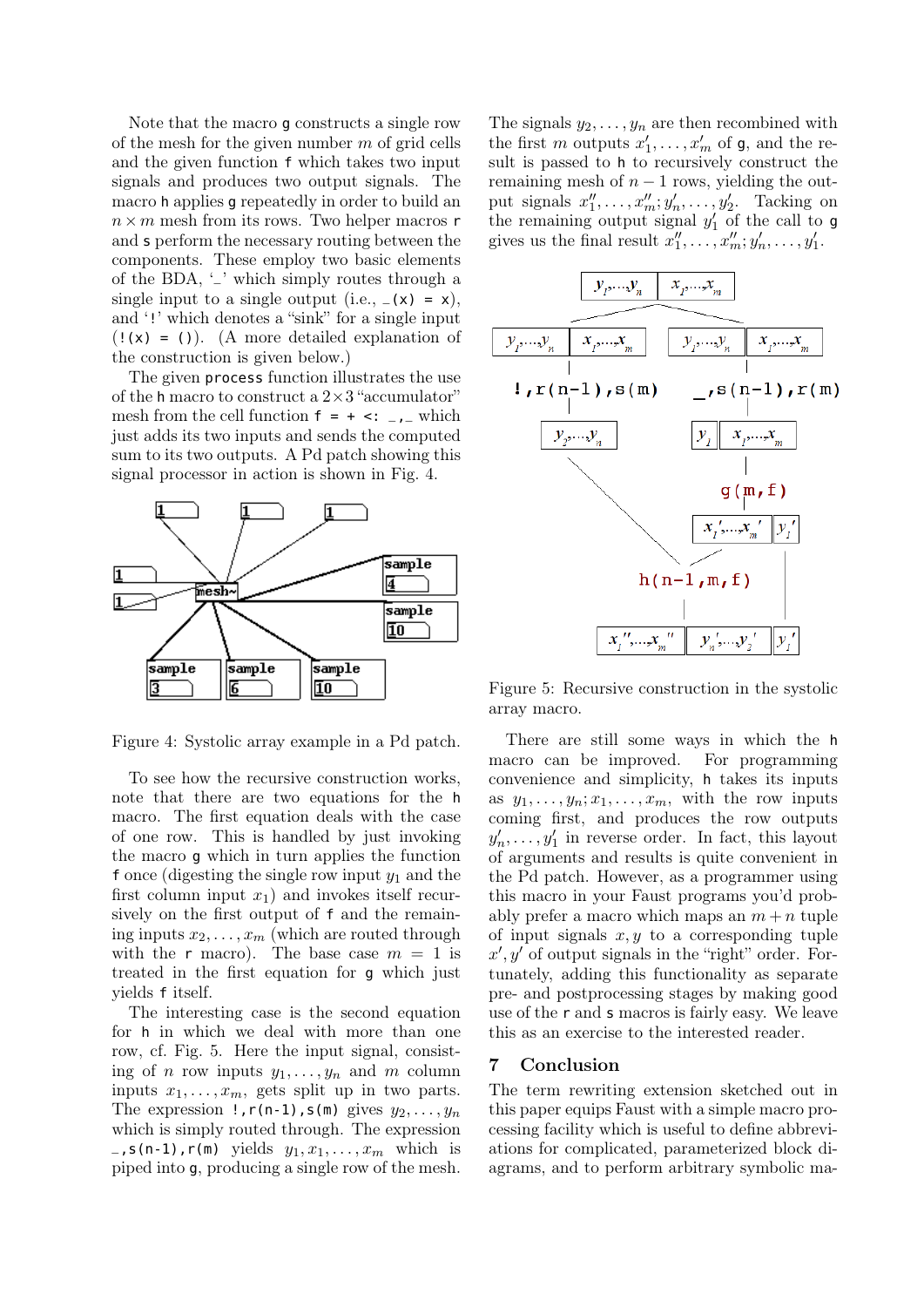Note that the macro `g` constructs a single row of the mesh for the given number $m$ of grid cells and the given function `f` which takes two input signals and produces two output signals. The macro `h` applies `g` repeatedly in order to build an $n \times m$ mesh from its rows. Two helper macros `r` and `s` perform the necessary routing between the components. These employ two basic elements of the BDA, '_' which simply routes through a single input to a single output (i.e., `_(x) = x`), and '!' which denotes a "sink" for a single input (`!(x) = ()`). (A more detailed explanation of the construction is given below.)

The given `process` function illustrates the use of the `h` macro to construct a $2\times 3$ "accumulator" mesh from the cell function `f = + <: _,_` which just adds its two inputs and sends the computed sum to its two outputs. A Pd patch showing this signal processor in action is shown in Fig. 4.

Figure 4: Systolic array example in a Pd patch.

To see how the recursive construction works, note that there are two equations for the `h` macro. The first equation deals with the case of one row. This is handled by just invoking the macro `g` which in turn applies the function `f` once (digesting the single row input $y_1$ and the first column input $x_1$) and invokes itself recursively on the first output of `f` and the remaining inputs $x_2, \ldots, x_m$ (which are routed through with the `r` macro). The base case $m = 1$ is treated in the first equation for `g` which just yields `f` itself.

The interesting case is the second equation for `h` in which we deal with more than one row, cf. Fig. 5. Here the input signal, consisting of $n$ row inputs $y_1, \ldots, y_n$ and $m$ column inputs $x_1, \ldots, x_m$, gets split up in two parts. The expression `!,r(n-1),s(m)` gives $y_2, \ldots, y_n$ which is simply routed through. The expression `_,s(n-1),r(m)` yields $y_1, x_1, \ldots, x_m$ which is piped into `g`, producing a single row of the mesh. The signals $y_2, \ldots, y_n$ are then recombined with the first $m$ outputs $x'_1, \ldots, x'_m$ of `g`, and the result is passed to `h` to recursively construct the remaining mesh of $n-1$ rows, yielding the output signals $x''_1, \ldots, x''_m; y'_n, \ldots, y'_2$. Tacking on the remaining output signal $y'_1$ of the call to `g` gives us the final result $x''_1, \ldots, x''_m; y'_n, \ldots, y'_1$.

Figure 5: Recursive construction in the systolic array macro.

There are still some ways in which the `h` macro can be improved. For programming convenience and simplicity, `h` takes its inputs as $y_1, \ldots, y_n; x_1, \ldots, x_m$, with the row inputs coming first, and produces the row outputs $y'_n, \ldots, y'_1$ in reverse order. In fact, this layout of arguments and results is quite convenient in the Pd patch. However, as a programmer using this macro in your Faust programs you'd probably prefer a macro which maps an $m+n$ tuple of input signals $x, y$ to a corresponding tuple $x', y'$ of output signals in the "right" order. Fortunately, adding this functionality as separate pre- and postprocessing stages by making good use of the `r` and `s` macros is fairly easy. We leave this as an exercise to the interested reader.

## 7 Conclusion

The term rewriting extension sketched out in this paper equips Faust with a simple macro processing facility which is useful to define abbreviations for complicated, parameterized block diagrams, and to perform arbitrary symbolic ma-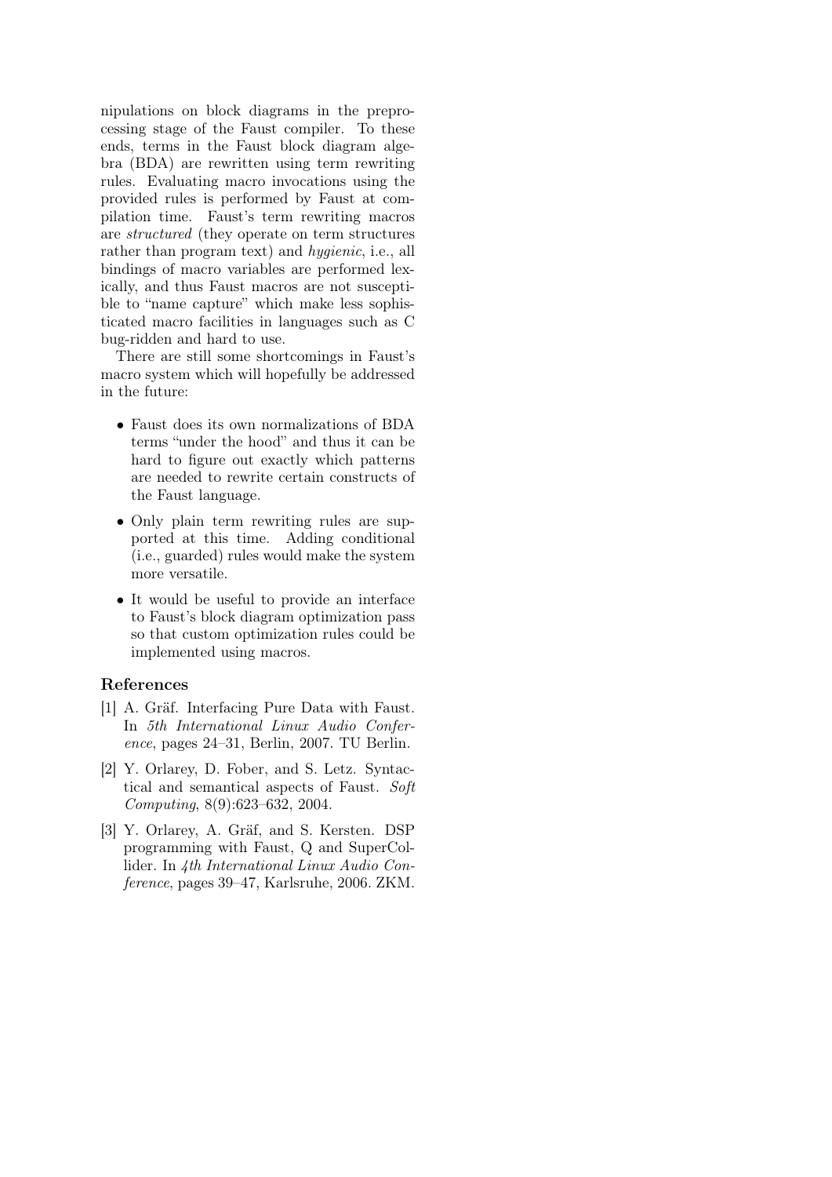nipulations on block diagrams in the preprocessing stage of the Faust compiler. To these ends, terms in the Faust block diagram algebra (BDA) are rewritten using term rewriting rules. Evaluating macro invocations using the provided rules is performed by Faust at compilation time. Faust's term rewriting macros are *structured* (they operate on term structures rather than program text) and *hygienic*, i.e., all bindings of macro variables are performed lexically, and thus Faust macros are not susceptible to "name capture" which make less sophisticated macro facilities in languages such as C bug-ridden and hard to use.

There are still some shortcomings in Faust's macro system which will hopefully be addressed in the future:

- Faust does its own normalizations of BDA terms "under the hood" and thus it can be hard to figure out exactly which patterns are needed to rewrite certain constructs of the Faust language.
- Only plain term rewriting rules are supported at this time. Adding conditional (i.e., guarded) rules would make the system more versatile.
- It would be useful to provide an interface to Faust's block diagram optimization pass so that custom optimization rules could be implemented using macros.

## References

[1] A. Gräf. Interfacing Pure Data with Faust. In *5th International Linux Audio Conference*, pages 24–31, Berlin, 2007. TU Berlin.

[2] Y. Orlarey, D. Fober, and S. Letz. Syntactical and semantical aspects of Faust. *Soft Computing*, 8(9):623–632, 2004.

[3] Y. Orlarey, A. Gräf, and S. Kersten. DSP programming with Faust, Q and SuperCollider. In *4th International Linux Audio Conference*, pages 39–47, Karlsruhe, 2006. ZKM.